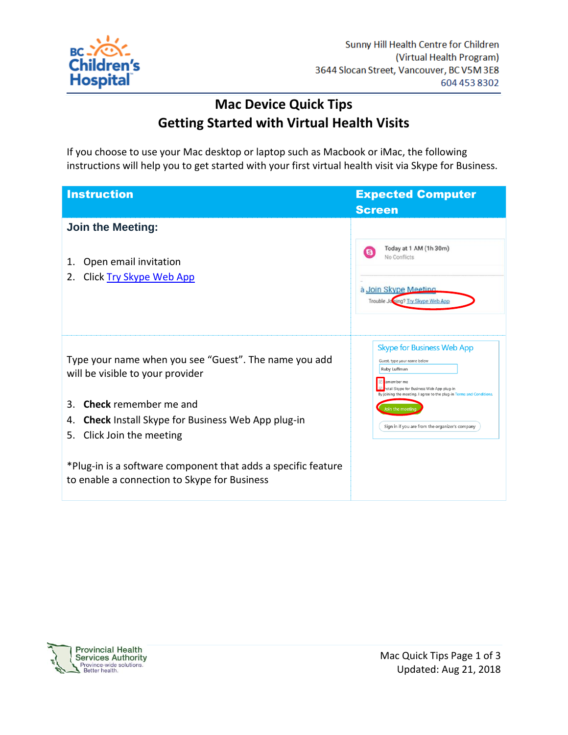Sunny Hill Health Centre for Children
(Virtual Health Program)
3644 Slocan Street, Vancouver, BC V5M 3E8
604 453 8302

# Mac Device Quick Tips
## Getting Started with Virtual Health Visits

If you choose to use your Mac desktop or laptop such as Macbook or iMac, the following instructions will help you to get started with your first virtual health visit via Skype for Business.

| Instruction | Expected Computer Screen |
|---|---|
| **Join the Meeting:**<br><br>1. Open email invitation<br>2. Click Try Skype Web App | Today at 1 AM (1h 30m)<br>No Conflicts<br>Join Skype Meeting<br>Trouble Joining? Try Skype Web App |
| Type your name when you see "Guest". The name you add will be visible to your provider<br><br>3. **Check** remember me and<br>4. **Check** Install Skype for Business Web App plug-in<br>5. Click Join the meeting<br><br>*Plug-in is a software component that adds a specific feature to enable a connection to Skype for Business | Skype for Business Web App<br>Guest, type your name below<br>Ruby Luffman<br>Remember me<br>Install Skype for Business Web App plug-in<br>By joining the meeting, I agree to the plug-in Terms and Conditions.<br>Join the meeting<br>Sign in if you are from the organizer's company |

Provincial Health Services Authority
Province-wide solutions. Better health.

Updated: Aug 21, 2018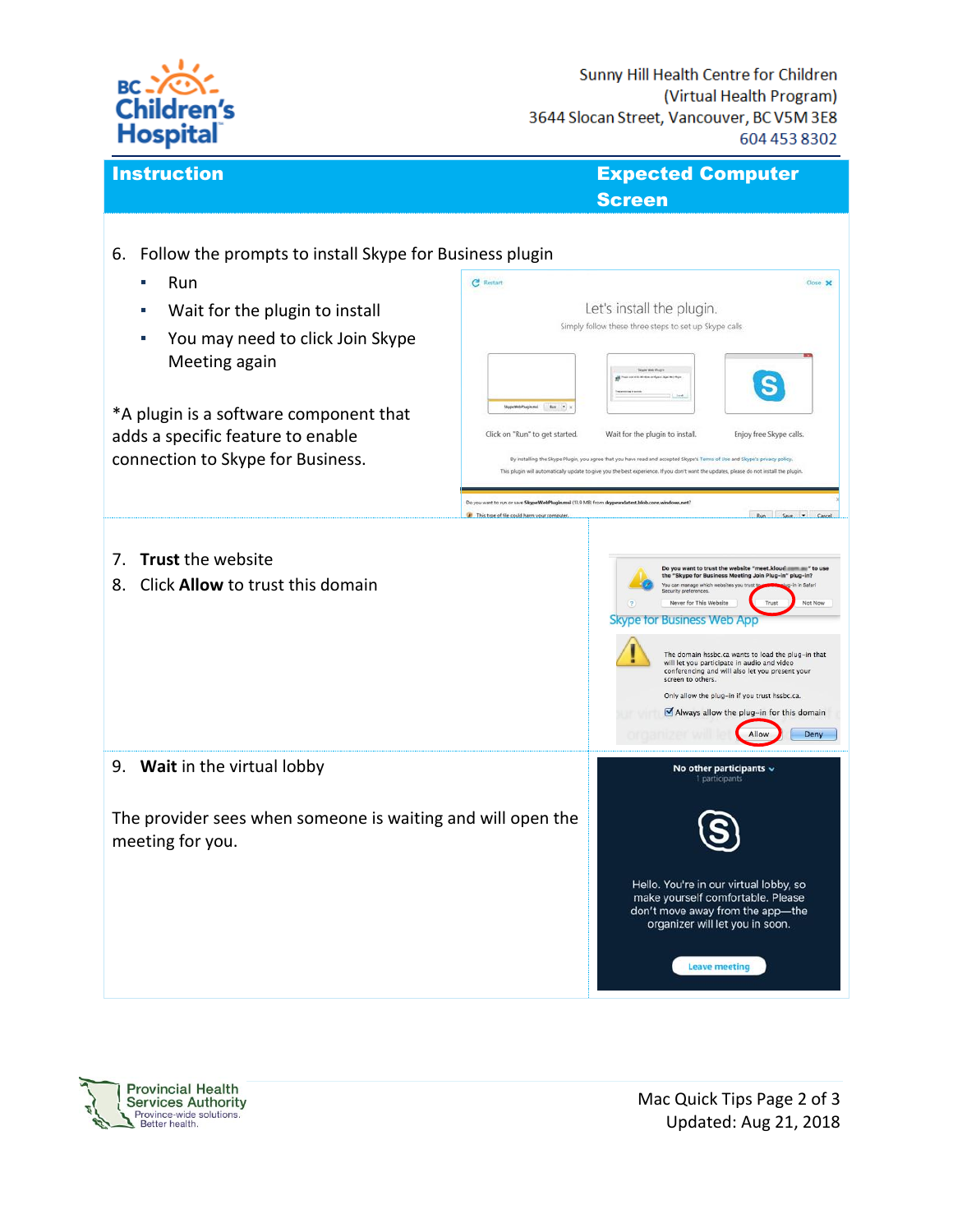| Instruction | Expected Computer Screen |
|---|---|
| 6. Follow the prompts to install Skype for Business plugin<br>▪ Run<br>▪ Wait for the plugin to install<br>▪ You may need to click Join Skype Meeting again<br><br>*A plugin is a software component that adds a specific feature to enable connection to Skype for Business. | |
| 7. **Trust** the website<br>8. Click **Allow** to trust this domain | |
| 9. **Wait** in the virtual lobby<br><br>The provider sees when someone is waiting and will open the meeting for you. | |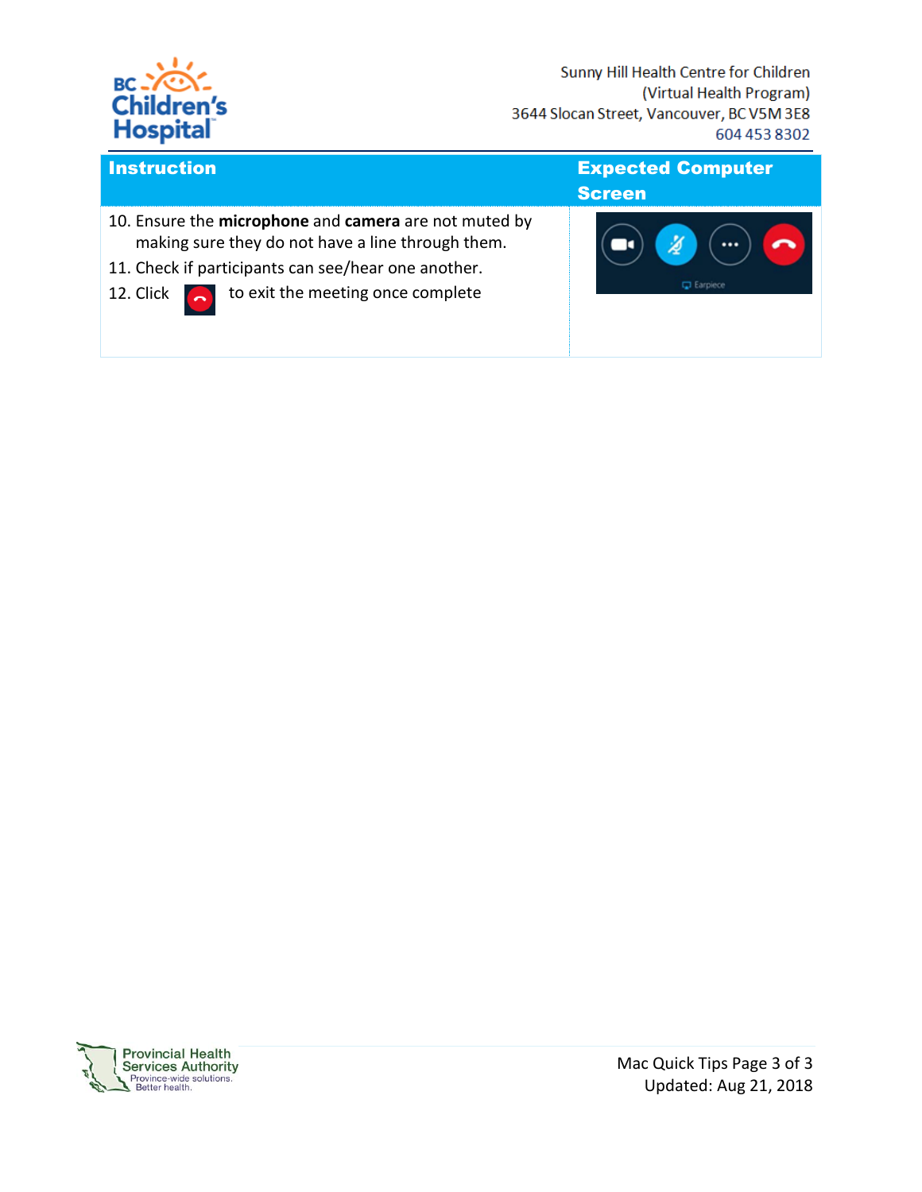Sunny Hill Health Centre for Children
(Virtual Health Program)
3644 Slocan Street, Vancouver, BC V5M 3E8
604 453 8302

| Instruction | Expected Computer Screen |
| --- | --- |
| 10. Ensure the **microphone** and **camera** are not muted by making sure they do not have a line through them.<br>11. Check if participants can see/hear one another.<br>12. Click to exit the meeting once complete | Earpiece |

Mac Quick Tips Page 3 of 3
Updated: Aug 21, 2018